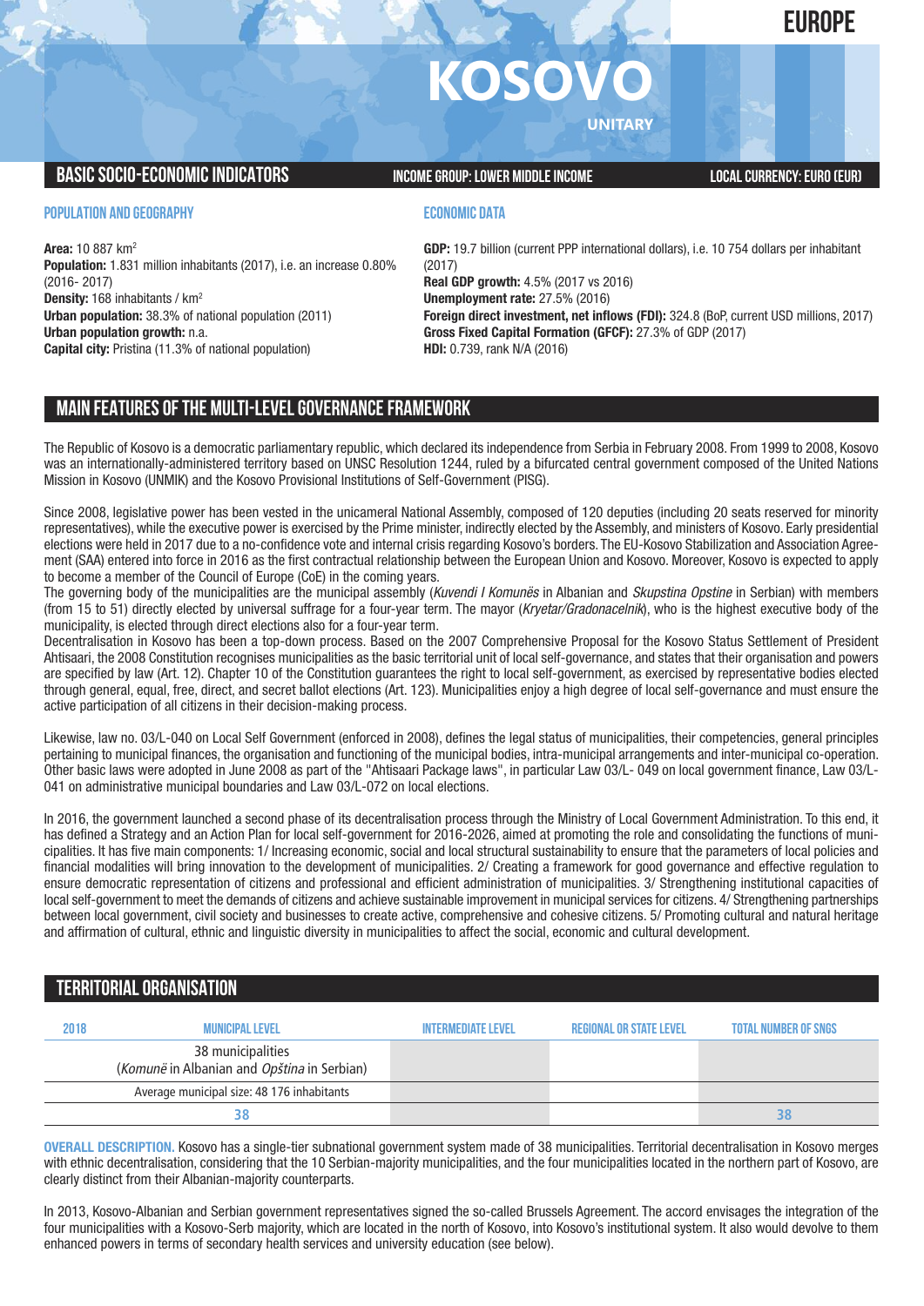EUROPE

# KOSOVO

UNITARY

## BASIC SOCIO-ECONOMIC INDICATORS

INCOME GROUP: LOWER MIDDLE INCOME

LOCAL CURRENCY: EURO (EUR)

### POPULATION AND GEOGRAPHY

**Area:** 10 887 km$^2$
**Population:** 1.831 million inhabitants (2017), i.e. an increase 0.80% (2016- 2017)
**Density:** 168 inhabitants / km$^2$
**Urban population:** 38.3% of national population (2011)
**Urban population growth:** n.a.
**Capital city:** Pristina (11.3% of national population)

### ECONOMIC DATA

**GDP:** 19.7 billion (current PPP international dollars), i.e. 10 754 dollars per inhabitant (2017)
**Real GDP growth:** 4.5% (2017 vs 2016)
**Unemployment rate:** 27.5% (2016)
**Foreign direct investment, net inflows (FDI):** 324.8 (BoP, current USD millions, 2017)
**Gross Fixed Capital Formation (GFCF):** 27.3% of GDP (2017)
**HDI:** 0.739, rank N/A (2016)

## MAIN FEATURES OF THE MULTI-LEVEL GOVERNANCE FRAMEWORK

The Republic of Kosovo is a democratic parliamentary republic, which declared its independence from Serbia in February 2008. From 1999 to 2008, Kosovo was an internationally-administered territory based on UNSC Resolution 1244, ruled by a bifurcated central government composed of the United Nations Mission in Kosovo (UNMIK) and the Kosovo Provisional Institutions of Self-Government (PISG).

Since 2008, legislative power has been vested in the unicameral National Assembly, composed of 120 deputies (including 20 seats reserved for minority representatives), while the executive power is exercised by the Prime minister, indirectly elected by the Assembly, and ministers of Kosovo. Early presidential elections were held in 2017 due to a no-confidence vote and internal crisis regarding Kosovo's borders. The EU-Kosovo Stabilization and Association Agreement (SAA) entered into force in 2016 as the first contractual relationship between the European Union and Kosovo. Moreover, Kosovo is expected to apply to become a member of the Council of Europe (CoE) in the coming years.
The governing body of the municipalities are the municipal assembly (*Kuvendi I Komunës* in Albanian and *Skupstina Opstine* in Serbian) with members (from 15 to 51) directly elected by universal suffrage for a four-year term. The mayor (*Kryetar/Gradonacelnik*), who is the highest executive body of the municipality, is elected through direct elections also for a four-year term.
Decentralisation in Kosovo has been a top-down process. Based on the 2007 Comprehensive Proposal for the Kosovo Status Settlement of President Ahtisaari, the 2008 Constitution recognises municipalities as the basic territorial unit of local self-governance, and states that their organisation and powers are specified by law (Art. 12). Chapter 10 of the Constitution guarantees the right to local self-government, as exercised by representative bodies elected through general, equal, free, direct, and secret ballot elections (Art. 123). Municipalities enjoy a high degree of local self-governance and must ensure the active participation of all citizens in their decision-making process.

Likewise, law no. 03/L-040 on Local Self Government (enforced in 2008), defines the legal status of municipalities, their competencies, general principles pertaining to municipal finances, the organisation and functioning of the municipal bodies, intra-municipal arrangements and inter-municipal co-operation. Other basic laws were adopted in June 2008 as part of the "Ahtisaari Package laws", in particular Law 03/L- 049 on local government finance, Law 03/L-041 on administrative municipal boundaries and Law 03/L-072 on local elections.

In 2016, the government launched a second phase of its decentralisation process through the Ministry of Local Government Administration. To this end, it has defined a Strategy and an Action Plan for local self-government for 2016-2026, aimed at promoting the role and consolidating the functions of municipalities. It has five main components: 1/ Increasing economic, social and local structural sustainability to ensure that the parameters of local policies and financial modalities will bring innovation to the development of municipalities. 2/ Creating a framework for good governance and effective regulation to ensure democratic representation of citizens and professional and efficient administration of municipalities. 3/ Strengthening institutional capacities of local self-government to meet the demands of citizens and achieve sustainable improvement in municipal services for citizens. 4/ Strengthening partnerships between local government, civil society and businesses to create active, comprehensive and cohesive citizens. 5/ Promoting cultural and natural heritage and affirmation of cultural, ethnic and linguistic diversity in municipalities to affect the social, economic and cultural development.

## TERRITORIAL ORGANISATION

| 2018 | MUNICIPAL LEVEL | INTERMEDIATE LEVEL | REGIONAL OR STATE LEVEL | TOTAL NUMBER OF SNGS |
|---|---|---|---|---|
| | 38 municipalities (*Komunë* in Albanian and *Opština* in Serbian) | | | |
| | Average municipal size: 48 176 inhabitants | | | |
| | 38 | | | 38 |

**OVERALL DESCRIPTION.** Kosovo has a single-tier subnational government system made of 38 municipalities. Territorial decentralisation in Kosovo merges with ethnic decentralisation, considering that the 10 Serbian-majority municipalities, and the four municipalities located in the northern part of Kosovo, are clearly distinct from their Albanian-majority counterparts.

In 2013, Kosovo-Albanian and Serbian government representatives signed the so-called Brussels Agreement. The accord envisages the integration of the four municipalities with a Kosovo-Serb majority, which are located in the north of Kosovo, into Kosovo's institutional system. It also would devolve to them enhanced powers in terms of secondary health services and university education (see below).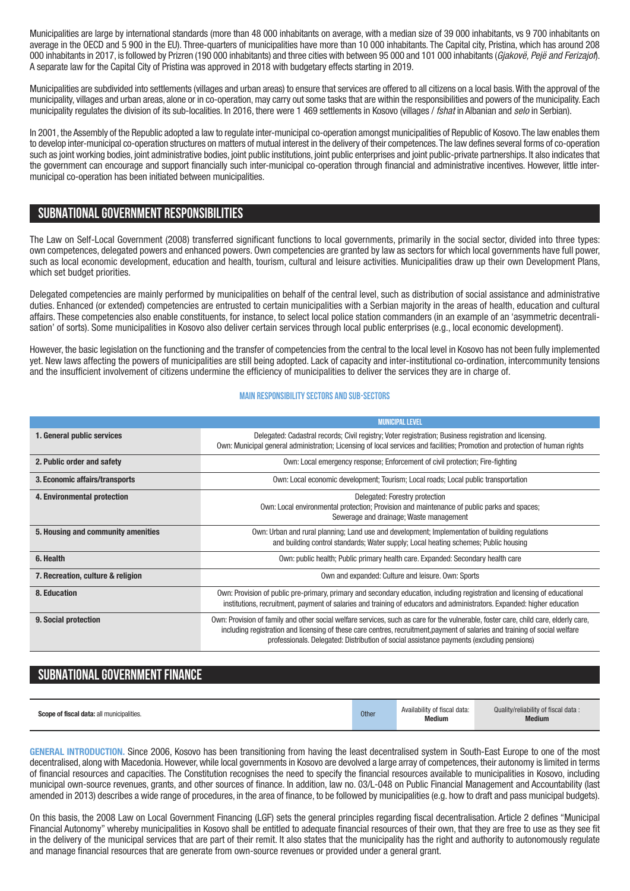Municipalities are large by international standards (more than 48 000 inhabitants on average, with a median size of 39 000 inhabitants, vs 9 700 inhabitants on average in the OECD and 5 900 in the EU). Three-quarters of municipalities have more than 10 000 inhabitants. The Capital city, Pristina, which has around 208 000 inhabitants in 2017, is followed by Prizren (190 000 inhabitants) and three cities with between 95 000 and 101 000 inhabitants (*Gjakovë, Pejë and Ferizajot*). A separate law for the Capital City of Pristina was approved in 2018 with budgetary effects starting in 2019.

Municipalities are subdivided into settlements (villages and urban areas) to ensure that services are offered to all citizens on a local basis. With the approval of the municipality, villages and urban areas, alone or in co-operation, may carry out some tasks that are within the responsibilities and powers of the municipality. Each municipality regulates the division of its sub-localities. In 2016, there were 1 469 settlements in Kosovo (villages / *fshat* in Albanian and *selo* in Serbian).

In 2001, the Assembly of the Republic adopted a law to regulate inter-municipal co-operation amongst municipalities of Republic of Kosovo. The law enables them to develop inter-municipal co-operation structures on matters of mutual interest in the delivery of their competences. The law defines several forms of co-operation such as joint working bodies, joint administrative bodies, joint public institutions, joint public enterprises and joint public-private partnerships. It also indicates that the government can encourage and support financially such inter-municipal co-operation through financial and administrative incentives. However, little inter-municipal co-operation has been initiated between municipalities.

## SUBNATIONAL GOVERNMENT RESPONSIBILITIES

The Law on Self-Local Government (2008) transferred significant functions to local governments, primarily in the social sector, divided into three types: own competences, delegated powers and enhanced powers. Own competencies are granted by law as sectors for which local governments have full power, such as local economic development, education and health, tourism, cultural and leisure activities. Municipalities draw up their own Development Plans, which set budget priorities.

Delegated competencies are mainly performed by municipalities on behalf of the central level, such as distribution of social assistance and administrative duties. Enhanced (or extended) competencies are entrusted to certain municipalities with a Serbian majority in the areas of health, education and cultural affairs. These competencies also enable constituents, for instance, to select local police station commanders (in an example of an 'asymmetric decentralisation' of sorts). Some municipalities in Kosovo also deliver certain services through local public enterprises (e.g., local economic development).

However, the basic legislation on the functioning and the transfer of competencies from the central to the local level in Kosovo has not been fully implemented yet. New laws affecting the powers of municipalities are still being adopted. Lack of capacity and inter-institutional co-ordination, intercommunity tensions and the insufficient involvement of citizens undermine the efficiency of municipalities to deliver the services they are in charge of.

### MAIN RESPONSIBILITY SECTORS AND SUB-SECTORS

| | MUNICIPAL LEVEL |
|---|---|
| **1. General public services** | Delegated: Cadastral records; Civil registry; Voter registration; Business registration and licensing. Own: Municipal general administration; Licensing of local services and facilities; Promotion and protection of human rights |
| **2. Public order and safety** | Own: Local emergency response; Enforcement of civil protection; Fire-fighting |
| **3. Economic affairs/transports** | Own: Local economic development; Tourism; Local roads; Local public transportation |
| **4. Environmental protection** | Delegated: Forestry protection. Own: Local environmental protection; Provision and maintenance of public parks and spaces; Sewerage and drainage; Waste management |
| **5. Housing and community amenities** | Own: Urban and rural planning; Land use and development; Implementation of building regulations and building control standards; Water supply; Local heating schemes; Public housing |
| **6. Health** | Own: public health; Public primary health care. Expanded: Secondary health care |
| **7. Recreation, culture & religion** | Own and expanded: Culture and leisure. Own: Sports |
| **8. Education** | Own: Provision of public pre-primary, primary and secondary education, including registration and licensing of educational institutions, recruitment, payment of salaries and training of educators and administrators. Expanded: higher education |
| **9. Social protection** | Own: Provision of family and other social welfare services, such as care for the vulnerable, foster care, child care, elderly care, including registration and licensing of these care centres, recruitment,payment of salaries and training of social welfare professionals. Delegated: Distribution of social assistance payments (excluding pensions) |

## SUBNATIONAL GOVERNMENT FINANCE

| **Scope of fiscal data:** all municipalities. | Other | Availability of fiscal data: **Medium** | Quality/reliability of fiscal data : **Medium** |
|---|---|---|---|

**GENERAL INTRODUCTION.** Since 2006, Kosovo has been transitioning from having the least decentralised system in South-East Europe to one of the most decentralised, along with Macedonia. However, while local governments in Kosovo are devolved a large array of competences, their autonomy is limited in terms of financial resources and capacities. The Constitution recognises the need to specify the financial resources available to municipalities in Kosovo, including municipal own-source revenues, grants, and other sources of finance. In addition, law no. 03/L-048 on Public Financial Management and Accountability (last amended in 2013) describes a wide range of procedures, in the area of finance, to be followed by municipalities (e.g. how to draft and pass municipal budgets).

On this basis, the 2008 Law on Local Government Financing (LGF) sets the general principles regarding fiscal decentralisation. Article 2 defines "Municipal Financial Autonomy" whereby municipalities in Kosovo shall be entitled to adequate financial resources of their own, that they are free to use as they see fit in the delivery of the municipal services that are part of their remit. It also states that the municipality has the right and authority to autonomously regulate and manage financial resources that are generate from own-source revenues or provided under a general grant.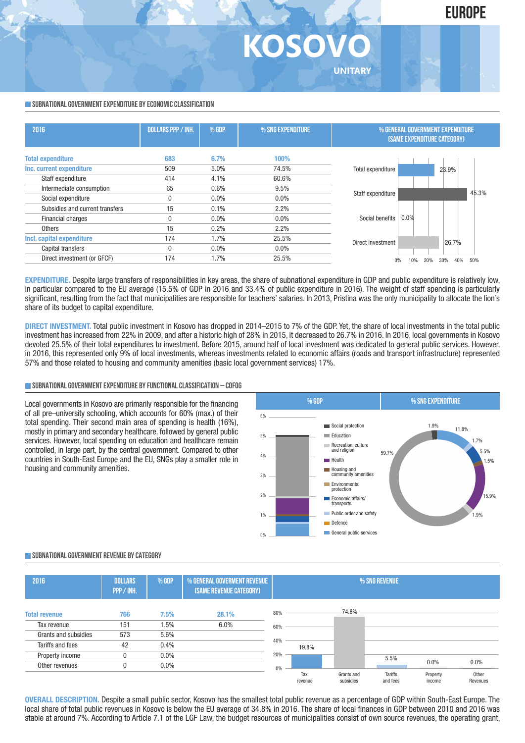# EUROPE

# KOSOVO

UNITARY

## SUBNATIONAL GOVERNMENT EXPENDITURE BY ECONOMIC CLASSIFICATION

| 2016 | DOLLARS PPP / INH. | % GDP | % SNG EXPENDITURE | % GENERAL GOVERNMENT EXPENDITURE (SAME EXPENDITURE CATEGORY) |
|---|---|---|---|---|
| **Total expenditure** | **683** | **6.7%** | **100%** | 23.9% |
| **Inc. current expenditure** | 509 | 5.0% | 74.5% | |
| Staff expenditure | 414 | 4.1% | 60.6% | 45.3% |
| Intermediate consumption | 65 | 0.6% | 9.5% | |
| Social expenditure | 0 | 0.0% | 0.0% | 0.0% |
| Subsidies and current transfers | 15 | 0.1% | 2.2% | |
| Financial charges | 0 | 0.0% | 0.0% | |
| Others | 15 | 0.2% | 2.2% | |
| **Incl. capital expenditure** | 174 | 1.7% | 25.5% | |
| Capital transfers | 0 | 0.0% | 0.0% | |
| Direct investment (or GFCF) | 174 | 1.7% | 25.5% | 26.7% |

**EXPENDITURE.** Despite large transfers of responsibilities in key areas, the share of subnational expenditure in GDP and public expenditure is relatively low, in particular compared to the EU average (15.5% of GDP in 2016 and 33.4% of public expenditure in 2016). The weight of staff spending is particularly significant, resulting from the fact that municipalities are responsible for teachers' salaries. In 2013, Pristina was the only municipality to allocate the lion's share of its budget to capital expenditure.

**DIRECT INVESTMENT.** Total public investment in Kosovo has dropped in 2014–2015 to 7% of the GDP. Yet, the share of local investments in the total public investment has increased from 22% in 2009, and after a historic high of 28% in 2015, it decreased to 26.7% in 2016. In 2016, local governments in Kosovo devoted 25.5% of their total expenditures to investment. Before 2015, around half of local investment was dedicated to general public services. However, in 2016, this represented only 9% of local investments, whereas investments related to economic affairs (roads and transport infrastructure) represented 57% and those related to housing and community amenities (basic local government services) 17%.

## SUBNATIONAL GOVERNMENT EXPENDITURE BY FUNCTIONAL CLASSIFICATION – COFOG

Local governments in Kosovo are primarily responsible for the financing of all pre–university schooling, which accounts for 60% (max.) of their total spending. Their second main area of spending is health (16%), mostly in primary and secondary healthcare, followed by general public services. However, local spending on education and healthcare remain controlled, in large part, by the central government. Compared to other countries in South-East Europe and the EU, SNGs play a smaller role in housing and community amenities.

| Function | % SNG EXPENDITURE |
|---|---|
| Social protection | 1.9% |
| Education | 59.7% |
| Recreation, culture and religion | 1.9% |
| Health | 15.9% |
| Housing and community amenities | 1.5% |
| Environmental protection | |
| Economic affairs/ transports | 5.5% |
| Public order and safety | 1.7% |
| Defence | |
| General public services | 11.8% |

## SUBNATIONAL GOVERNMENT REVENUE BY CATEGORY

| 2016 | DOLLARS PPP / INH. | % GDP | % GENERAL GOVERMENT REVENUE (SAME REVENUE CATEGORY) | % SNG REVENUE |
|---|---|---|---|---|
| **Total revenue** | **766** | **7.5%** | **28.1%** | |
| Tax revenue | 151 | 1.5% | 6.0% | 19.8% |
| Grants and subsidies | 573 | 5.6% | | 74.8% |
| Tariffs and fees | 42 | 0.4% | | 5.5% |
| Property income | 0 | 0.0% | | 0.0% |
| Other revenues | 0 | 0.0% | | 0.0% |

**OVERALL DESCRIPTION.** Despite a small public sector, Kosovo has the smallest total public revenue as a percentage of GDP within South-East Europe. The local share of total public revenues in Kosovo is below the EU average of 34.8% in 2016. The share of local finances in GDP between 2010 and 2016 was stable at around 7%. According to Article 7.1 of the LGF Law, the budget resources of municipalities consist of own source revenues, the operating grant,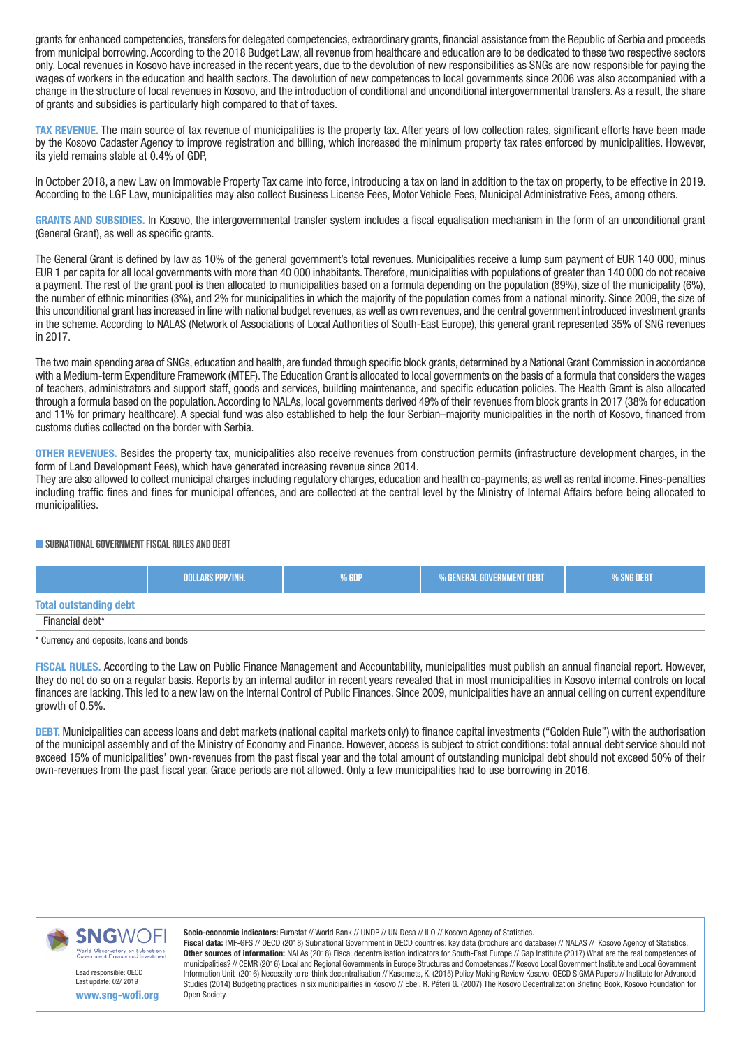grants for enhanced competencies, transfers for delegated competencies, extraordinary grants, financial assistance from the Republic of Serbia and proceeds from municipal borrowing. According to the 2018 Budget Law, all revenue from healthcare and education are to be dedicated to these two respective sectors only. Local revenues in Kosovo have increased in the recent years, due to the devolution of new responsibilities as SNGs are now responsible for paying the wages of workers in the education and health sectors. The devolution of new competences to local governments since 2006 was also accompanied with a change in the structure of local revenues in Kosovo, and the introduction of conditional and unconditional intergovernmental transfers. As a result, the share of grants and subsidies is particularly high compared to that of taxes.

**TAX REVENUE.** The main source of tax revenue of municipalities is the property tax. After years of low collection rates, significant efforts have been made by the Kosovo Cadaster Agency to improve registration and billing, which increased the minimum property tax rates enforced by municipalities. However, its yield remains stable at 0.4% of GDP,

In October 2018, a new Law on Immovable Property Tax came into force, introducing a tax on land in addition to the tax on property, to be effective in 2019. According to the LGF Law, municipalities may also collect Business License Fees, Motor Vehicle Fees, Municipal Administrative Fees, among others.

**GRANTS AND SUBSIDIES.** In Kosovo, the intergovernmental transfer system includes a fiscal equalisation mechanism in the form of an unconditional grant (General Grant), as well as specific grants.

The General Grant is defined by law as 10% of the general government's total revenues. Municipalities receive a lump sum payment of EUR 140 000, minus EUR 1 per capita for all local governments with more than 40 000 inhabitants. Therefore, municipalities with populations of greater than 140 000 do not receive a payment. The rest of the grant pool is then allocated to municipalities based on a formula depending on the population (89%), size of the municipality (6%), the number of ethnic minorities (3%), and 2% for municipalities in which the majority of the population comes from a national minority. Since 2009, the size of this unconditional grant has increased in line with national budget revenues, as well as own revenues, and the central government introduced investment grants in the scheme. According to NALAS (Network of Associations of Local Authorities of South-East Europe), this general grant represented 35% of SNG revenues in 2017.

The two main spending area of SNGs, education and health, are funded through specific block grants, determined by a National Grant Commission in accordance with a Medium-term Expenditure Framework (MTEF). The Education Grant is allocated to local governments on the basis of a formula that considers the wages of teachers, administrators and support staff, goods and services, building maintenance, and specific education policies. The Health Grant is also allocated through a formula based on the population. According to NALAs, local governments derived 49% of their revenues from block grants in 2017 (38% for education and 11% for primary healthcare). A special fund was also established to help the four Serbian–majority municipalities in the north of Kosovo, financed from customs duties collected on the border with Serbia.

**OTHER REVENUES.** Besides the property tax, municipalities also receive revenues from construction permits (infrastructure development charges, in the form of Land Development Fees), which have generated increasing revenue since 2014.
They are also allowed to collect municipal charges including regulatory charges, education and health co-payments, as well as rental income. Fines-penalties including traffic fines and fines for municipal offences, and are collected at the central level by the Ministry of Internal Affairs before being allocated to municipalities.

## SUBNATIONAL GOVERNMENT FISCAL RULES AND DEBT

| | DOLLARS PPP/INH. | % GDP | % GENERAL GOVERNMENT DEBT | % SNG DEBT |
|---|---|---|---|---|
| **Total outstanding debt** | | | | |
| Financial debt* | | | | |

\* Currency and deposits, loans and bonds

**FISCAL RULES.** According to the Law on Public Finance Management and Accountability, municipalities must publish an annual financial report. However, they do not do so on a regular basis. Reports by an internal auditor in recent years revealed that in most municipalities in Kosovo internal controls on local finances are lacking. This led to a new law on the Internal Control of Public Finances. Since 2009, municipalities have an annual ceiling on current expenditure growth of 0.5%.

**DEBT.** Municipalities can access loans and debt markets (national capital markets only) to finance capital investments ("Golden Rule") with the authorisation of the municipal assembly and of the Ministry of Economy and Finance. However, access is subject to strict conditions: total annual debt service should not exceed 15% of municipalities' own-revenues from the past fiscal year and the total amount of outstanding municipal debt should not exceed 50% of their own-revenues from the past fiscal year. Grace periods are not allowed. Only a few municipalities had to use borrowing in 2016.

SNGWOFI
World Observatory on Subnational Government Finance and Investment

Lead responsible: OECD
Last update: 02/ 2019
www.sng-wofi.org

**Socio-economic indicators:** Eurostat // World Bank // UNDP // UN Desa // ILO // Kosovo Agency of Statistics.
**Fiscal data:** IMF-GFS // OECD (2018) Subnational Government in OECD countries: key data (brochure and database) // NALAS // Kosovo Agency of Statistics.
**Other sources of information:** NALAs (2018) Fiscal decentralisation indicators for South-East Europe // Gap Institute (2017) What are the real competences of municipalities? // CEMR (2016) Local and Regional Governments in Europe Structures and Competences // Kosovo Local Government Institute and Local Government Information Unit (2016) Necessity to re-think decentralisation // Kasemets, K. (2015) Policy Making Review Kosovo, OECD SIGMA Papers // Institute for Advanced Studies (2014) Budgeting practices in six municipalities in Kosovo // Ebel, R. Péteri G. (2007) The Kosovo Decentralization Briefing Book, Kosovo Foundation for Open Society.